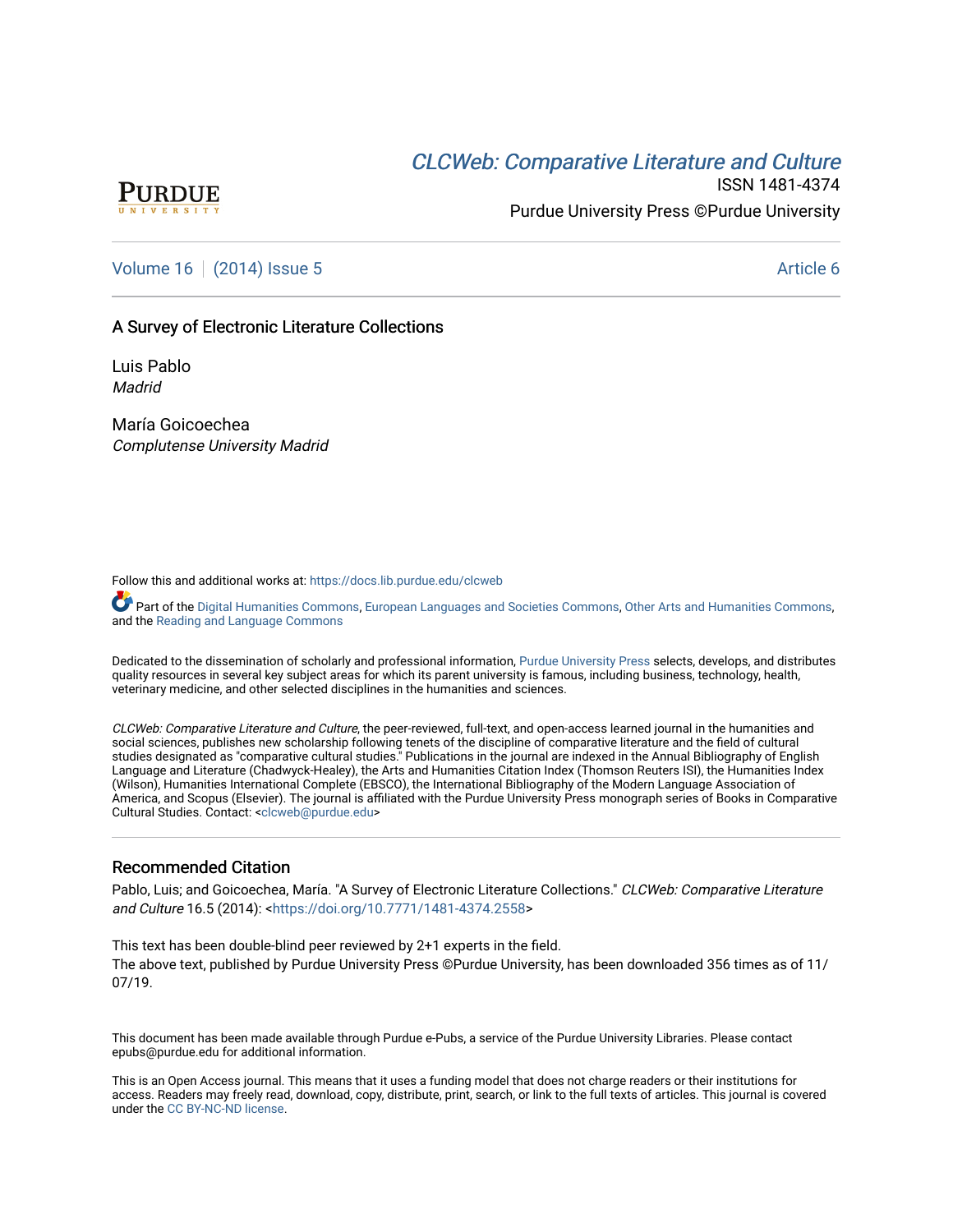# *CLCWeb: Comparative Literature and Culture*

ISSN 1481-4374

Purdue University Press ©Purdue University

Volume 16 | (2014) Issue 5 — Article 6

## A Survey of Electronic Literature Collections

Luis Pablo
*Madrid*

María Goicoechea
*Complutense University Madrid*

Follow this and additional works at: https://docs.lib.purdue.edu/clcweb

Part of the Digital Humanities Commons, European Languages and Societies Commons, Other Arts and Humanities Commons, and the Reading and Language Commons

Dedicated to the dissemination of scholarly and professional information, Purdue University Press selects, develops, and distributes quality resources in several key subject areas for which its parent university is famous, including business, technology, health, veterinary medicine, and other selected disciplines in the humanities and sciences.

*CLCWeb: Comparative Literature and Culture*, the peer-reviewed, full-text, and open-access learned journal in the humanities and social sciences, publishes new scholarship following tenets of the discipline of comparative literature and the field of cultural studies designated as "comparative cultural studies." Publications in the journal are indexed in the Annual Bibliography of English Language and Literature (Chadwyck-Healey), the Arts and Humanities Citation Index (Thomson Reuters ISI), the Humanities Index (Wilson), Humanities International Complete (EBSCO), the International Bibliography of the Modern Language Association of America, and Scopus (Elsevier). The journal is affiliated with the Purdue University Press monograph series of Books in Comparative Cultural Studies. Contact: <clcweb@purdue.edu>

### Recommended Citation

Pablo, Luis; and Goicoechea, María. "A Survey of Electronic Literature Collections." *CLCWeb: Comparative Literature and Culture* 16.5 (2014): <https://doi.org/10.7771/1481-4374.2558>

This text has been double-blind peer reviewed by 2+1 experts in the field.
The above text, published by Purdue University Press ©Purdue University, has been downloaded 356 times as of 11/07/19.

This document has been made available through Purdue e-Pubs, a service of the Purdue University Libraries. Please contact epubs@purdue.edu for additional information.

This is an Open Access journal. This means that it uses a funding model that does not charge readers or their institutions for access. Readers may freely read, download, copy, distribute, print, search, or link to the full texts of articles. This journal is covered under the CC BY-NC-ND license.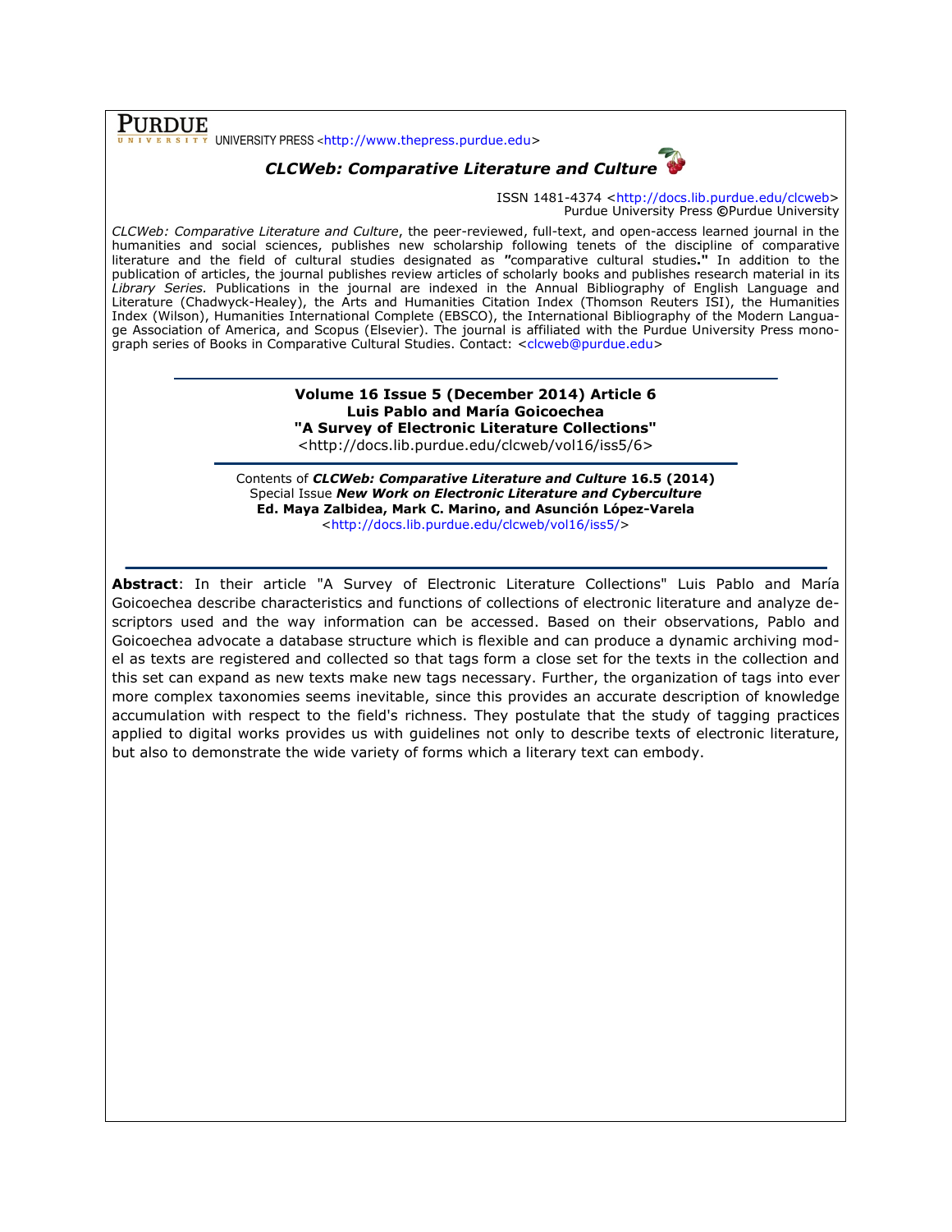**PURDUE** UNIVERSITY PRESS <http://www.thepress.purdue.edu>

***CLCWeb: Comparative Literature and Culture***

ISSN 1481-4374 <http://docs.lib.purdue.edu/clcweb>
Purdue University Press ©Purdue University

*CLCWeb: Comparative Literature and Culture*, the peer-reviewed, full-text, and open-access learned journal in the humanities and social sciences, publishes new scholarship following tenets of the discipline of comparative literature and the field of cultural studies designated as "comparative cultural studies." In addition to the publication of articles, the journal publishes review articles of scholarly books and publishes research material in its *Library Series*. Publications in the journal are indexed in the Annual Bibliography of English Language and Literature (Chadwyck-Healey), the Arts and Humanities Citation Index (Thomson Reuters ISI), the Humanities Index (Wilson), Humanities International Complete (EBSCO), the International Bibliography of the Modern Language Association of America, and Scopus (Elsevier). The journal is affiliated with the Purdue University Press monograph series of Books in Comparative Cultural Studies. Contact: <clcweb@purdue.edu>

---

**Volume 16 Issue 5 (December 2014) Article 6**
**Luis Pablo and María Goicoechea**
**"A Survey of Electronic Literature Collections"**
<http://docs.lib.purdue.edu/clcweb/vol16/iss5/6>

---

Contents of ***CLCWeb: Comparative Literature and Culture*** **16.5 (2014)**
Special Issue ***New Work on Electronic Literature and Cyberculture***
**Ed. Maya Zalbidea, Mark C. Marino, and Asunción López-Varela**
<http://docs.lib.purdue.edu/clcweb/vol16/iss5/>

---

**Abstract**: In their article "A Survey of Electronic Literature Collections" Luis Pablo and María Goicoechea describe characteristics and functions of collections of electronic literature and analyze descriptors used and the way information can be accessed. Based on their observations, Pablo and Goicoechea advocate a database structure which is flexible and can produce a dynamic archiving model as texts are registered and collected so that tags form a close set for the texts in the collection and this set can expand as new texts make new tags necessary. Further, the organization of tags into ever more complex taxonomies seems inevitable, since this provides an accurate description of knowledge accumulation with respect to the field's richness. They postulate that the study of tagging practices applied to digital works provides us with guidelines not only to describe texts of electronic literature, but also to demonstrate the wide variety of forms which a literary text can embody.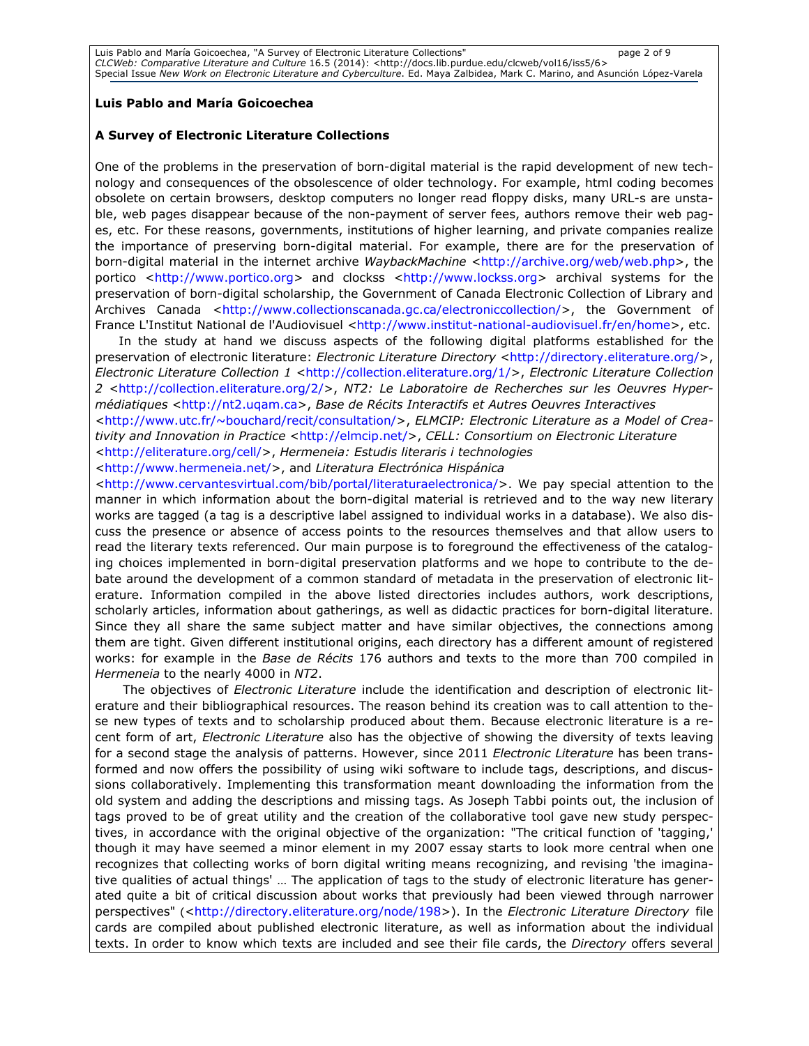**Luis Pablo and María Goicoechea**

**A Survey of Electronic Literature Collections**

One of the problems in the preservation of born-digital material is the rapid development of new technology and consequences of the obsolescence of older technology. For example, html coding becomes obsolete on certain browsers, desktop computers no longer read floppy disks, many URL-s are unstable, web pages disappear because of the non-payment of server fees, authors remove their web pages, etc. For these reasons, governments, institutions of higher learning, and private companies realize the importance of preserving born-digital material. For example, there are for the preservation of born-digital material in the internet archive *WaybackMachine* <http://archive.org/web/web.php>, the portico <http://www.portico.org> and clockss <http://www.lockss.org> archival systems for the preservation of born-digital scholarship, the Government of Canada Electronic Collection of Library and Archives Canada <http://www.collectionscanada.gc.ca/electroniccollection/>, the Government of France L'Institut National de l'Audiovisuel <http://www.institut-national-audiovisuel.fr/en/home>, etc.

In the study at hand we discuss aspects of the following digital platforms established for the preservation of electronic literature: *Electronic Literature Directory* <http://directory.eliterature.org/>, *Electronic Literature Collection 1* <http://collection.eliterature.org/1/>, *Electronic Literature Collection 2* <http://collection.eliterature.org/2/>, *NT2: Le Laboratoire de Recherches sur les Oeuvres Hypermédiatiques* <http://nt2.uqam.ca>, *Base de Récits Interactifs et Autres Oeuvres Interactives* <http://www.utc.fr/~bouchard/recit/consultation/>, *ELMCIP: Electronic Literature as a Model of Creativity and Innovation in Practice* <http://elmcip.net/>, *CELL: Consortium on Electronic Literature* <http://eliterature.org/cell/>, *Hermeneia: Estudis literaris i technologies* <http://www.hermeneia.net/>, and *Literatura Electrónica Hispánica* <http://www.cervantesvirtual.com/bib/portal/literaturaelectronica/>. We pay special attention to the manner in which information about the born-digital material is retrieved and to the way new literary works are tagged (a tag is a descriptive label assigned to individual works in a database). We also discuss the presence or absence of access points to the resources themselves and that allow users to read the literary texts referenced. Our main purpose is to foreground the effectiveness of the cataloging choices implemented in born-digital preservation platforms and we hope to contribute to the debate around the development of a common standard of metadata in the preservation of electronic literature. Information compiled in the above listed directories includes authors, work descriptions, scholarly articles, information about gatherings, as well as didactic practices for born-digital literature. Since they all share the same subject matter and have similar objectives, the connections among them are tight. Given different institutional origins, each directory has a different amount of registered works: for example in the *Base de Récits* 176 authors and texts to the more than 700 compiled in *Hermeneia* to the nearly 4000 in *NT2*.

The objectives of *Electronic Literature* include the identification and description of electronic literature and their bibliographical resources. The reason behind its creation was to call attention to these new types of texts and to scholarship produced about them. Because electronic literature is a recent form of art, *Electronic Literature* also has the objective of showing the diversity of texts leaving for a second stage the analysis of patterns. However, since 2011 *Electronic Literature* has been transformed and now offers the possibility of using wiki software to include tags, descriptions, and discussions collaboratively. Implementing this transformation meant downloading the information from the old system and adding the descriptions and missing tags. As Joseph Tabbi points out, the inclusion of tags proved to be of great utility and the creation of the collaborative tool gave new study perspectives, in accordance with the original objective of the organization: "The critical function of 'tagging,' though it may have seemed a minor element in my 2007 essay starts to look more central when one recognizes that collecting works of born digital writing means recognizing, and revising 'the imaginative qualities of actual things' … The application of tags to the study of electronic literature has generated quite a bit of critical discussion about works that previously had been viewed through narrower perspectives" (<http://directory.eliterature.org/node/198>). In the *Electronic Literature Directory* file cards are compiled about published electronic literature, as well as information about the individual texts. In order to know which texts are included and see their file cards, the *Directory* offers several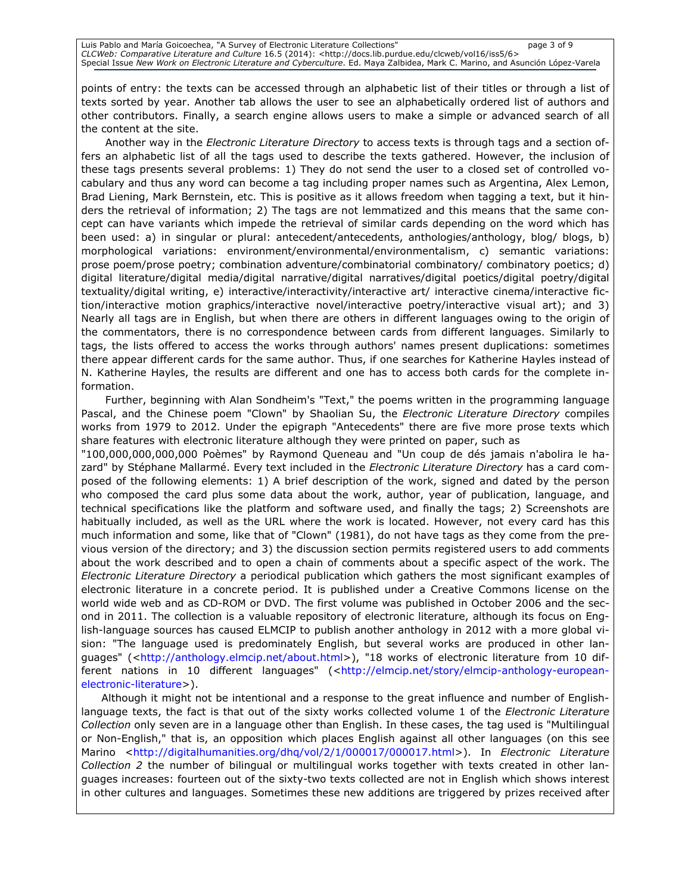points of entry: the texts can be accessed through an alphabetic list of their titles or through a list of texts sorted by year. Another tab allows the user to see an alphabetically ordered list of authors and other contributors. Finally, a search engine allows users to make a simple or advanced search of all the content at the site.

Another way in the *Electronic Literature Directory* to access texts is through tags and a section offers an alphabetic list of all the tags used to describe the texts gathered. However, the inclusion of these tags presents several problems: 1) They do not send the user to a closed set of controlled vocabulary and thus any word can become a tag including proper names such as Argentina, Alex Lemon, Brad Liening, Mark Bernstein, etc. This is positive as it allows freedom when tagging a text, but it hinders the retrieval of information; 2) The tags are not lemmatized and this means that the same concept can have variants which impede the retrieval of similar cards depending on the word which has been used: a) in singular or plural: antecedent/antecedents, anthologies/anthology, blog/ blogs, b) morphological variations: environment/environmental/environmentalism, c) semantic variations: prose poem/prose poetry; combination adventure/combinatorial combinatory/ combinatory poetics; d) digital literature/digital media/digital narrative/digital narratives/digital poetics/digital poetry/digital textuality/digital writing, e) interactive/interactivity/interactive art/ interactive cinema/interactive fiction/interactive motion graphics/interactive novel/interactive poetry/interactive visual art); and 3) Nearly all tags are in English, but when there are others in different languages owing to the origin of the commentators, there is no correspondence between cards from different languages. Similarly to tags, the lists offered to access the works through authors' names present duplications: sometimes there appear different cards for the same author. Thus, if one searches for Katherine Hayles instead of N. Katherine Hayles, the results are different and one has to access both cards for the complete information.

Further, beginning with Alan Sondheim's "Text," the poems written in the programming language Pascal, and the Chinese poem "Clown" by Shaolian Su, the *Electronic Literature Directory* compiles works from 1979 to 2012. Under the epigraph "Antecedents" there are five more prose texts which share features with electronic literature although they were printed on paper, such as "100,000,000,000,000 Poèmes" by Raymond Queneau and "Un coup de dés jamais n'abolira le hazard" by Stéphane Mallarmé. Every text included in the *Electronic Literature Directory* has a card composed of the following elements: 1) A brief description of the work, signed and dated by the person who composed the card plus some data about the work, author, year of publication, language, and technical specifications like the platform and software used, and finally the tags; 2) Screenshots are habitually included, as well as the URL where the work is located. However, not every card has this much information and some, like that of "Clown" (1981), do not have tags as they come from the previous version of the directory; and 3) the discussion section permits registered users to add comments about the work described and to open a chain of comments about a specific aspect of the work. The *Electronic Literature Directory* a periodical publication which gathers the most significant examples of electronic literature in a concrete period. It is published under a Creative Commons license on the world wide web and as CD-ROM or DVD. The first volume was published in October 2006 and the second in 2011. The collection is a valuable repository of electronic literature, although its focus on English-language sources has caused ELMCIP to publish another anthology in 2012 with a more global vision: "The language used is predominately English, but several works are produced in other languages" (<http://anthology.elmcip.net/about.html>), "18 works of electronic literature from 10 different nations in 10 different languages" (<http://elmcip.net/story/elmcip-anthology-european-electronic-literature>).

Although it might not be intentional and a response to the great influence and number of English-language texts, the fact is that out of the sixty works collected volume 1 of the *Electronic Literature Collection* only seven are in a language other than English. In these cases, the tag used is "Multilingual or Non-English," that is, an opposition which places English against all other languages (on this see Marino <http://digitalhumanities.org/dhq/vol/2/1/000017/000017.html>). In *Electronic Literature Collection 2* the number of bilingual or multilingual works together with texts created in other languages increases: fourteen out of the sixty-two texts collected are not in English which shows interest in other cultures and languages. Sometimes these new additions are triggered by prizes received after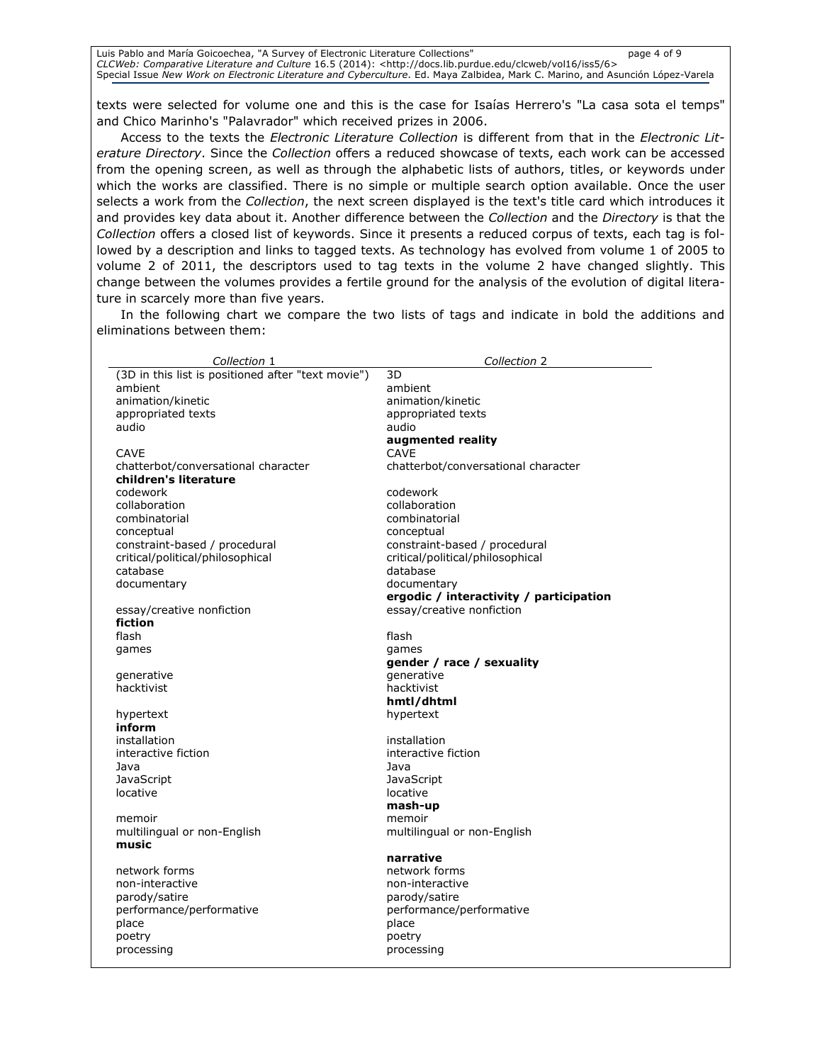texts were selected for volume one and this is the case for Isaías Herrero's "La casa sota el temps" and Chico Marinho's "Palavrador" which received prizes in 2006.

Access to the texts the *Electronic Literature Collection* is different from that in the *Electronic Literature Directory*. Since the *Collection* offers a reduced showcase of texts, each work can be accessed from the opening screen, as well as through the alphabetic lists of authors, titles, or keywords under which the works are classified. There is no simple or multiple search option available. Once the user selects a work from the *Collection*, the next screen displayed is the text's title card which introduces it and provides key data about it. Another difference between the *Collection* and the *Directory* is that the *Collection* offers a closed list of keywords. Since it presents a reduced corpus of texts, each tag is followed by a description and links to tagged texts. As technology has evolved from volume 1 of 2005 to volume 2 of 2011, the descriptors used to tag texts in the volume 2 have changed slightly. This change between the volumes provides a fertile ground for the analysis of the evolution of digital literature in scarcely more than five years.

In the following chart we compare the two lists of tags and indicate in bold the additions and eliminations between them:

| *Collection* 1 | *Collection* 2 |
|---|---|
| (3D in this list is positioned after "text movie") | 3D |
| ambient | ambient |
| animation/kinetic | animation/kinetic |
| appropriated texts | appropriated texts |
| audio | audio |
| | **augmented reality** |
| CAVE | CAVE |
| chatterbot/conversational character | chatterbot/conversational character |
| **children's literature** | |
| codework | codework |
| collaboration | collaboration |
| combinatorial | combinatorial |
| conceptual | conceptual |
| constraint-based / procedural | constraint-based / procedural |
| critical/political/philosophical | critical/political/philosophical |
| catabase | database |
| documentary | documentary |
| | **ergodic / interactivity / participation** |
| essay/creative nonfiction | essay/creative nonfiction |
| **fiction** | |
| flash | flash |
| games | games |
| | **gender / race / sexuality** |
| generative | generative |
| hacktivist | hacktivist |
| | **hmtl/dhtml** |
| hypertext | hypertext |
| **inform** | |
| installation | installation |
| interactive fiction | interactive fiction |
| Java | Java |
| JavaScript | JavaScript |
| locative | locative |
| | **mash-up** |
| memoir | memoir |
| multilingual or non-English | multilingual or non-English |
| **music** | |
| | **narrative** |
| network forms | network forms |
| non-interactive | non-interactive |
| parody/satire | parody/satire |
| performance/performative | performance/performative |
| place | place |
| poetry | poetry |
| processing | processing |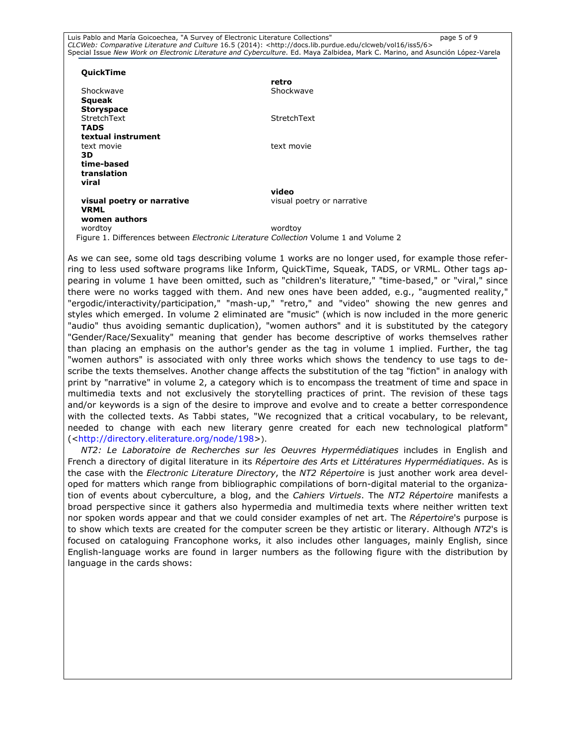| | |
|---|---|
| **QuickTime** | |
| | **retro** |
| Shockwave | Shockwave |
| **Squeak** | |
| **Storyspace** | |
| StretchText | StretchText |
| **TADS** | |
| **textual instrument** | |
| text movie | text movie |
| **3D** | |
| **time-based** | |
| **translation** | |
| **viral** | |
| | **video** |
| **visual poetry or narrative** | visual poetry or narrative |
| **VRML** | |
| **women authors** | |
| wordtoy | wordtoy |

Figure 1. Differences between *Electronic Literature Collection* Volume 1 and Volume 2

As we can see, some old tags describing volume 1 works are no longer used, for example those referring to less used software programs like Inform, QuickTime, Squeak, TADS, or VRML. Other tags appearing in volume 1 have been omitted, such as "children's literature," "time-based," or "viral," since there were no works tagged with them. And new ones have been added, e.g., "augmented reality," "ergodic/interactivity/participation," "mash-up," "retro," and "video" showing the new genres and styles which emerged. In volume 2 eliminated are "music" (which is now included in the more generic "audio" thus avoiding semantic duplication), "women authors" and it is substituted by the category "Gender/Race/Sexuality" meaning that gender has become descriptive of works themselves rather than placing an emphasis on the author's gender as the tag in volume 1 implied. Further, the tag "women authors" is associated with only three works which shows the tendency to use tags to describe the texts themselves. Another change affects the substitution of the tag "fiction" in analogy with print by "narrative" in volume 2, a category which is to encompass the treatment of time and space in multimedia texts and not exclusively the storytelling practices of print. The revision of these tags and/or keywords is a sign of the desire to improve and evolve and to create a better correspondence with the collected texts. As Tabbi states, "We recognized that a critical vocabulary, to be relevant, needed to change with each new literary genre created for each new technological platform" (<http://directory.eliterature.org/node/198>).

*NT2: Le Laboratoire de Recherches sur les Oeuvres Hypermédiatiques* includes in English and French a directory of digital literature in its *Répertoire des Arts et Littératures Hypermédiatiques*. As is the case with the *Electronic Literature Directory*, the *NT2 Répertoire* is just another work area developed for matters which range from bibliographic compilations of born-digital material to the organization of events about cyberculture, a blog, and the *Cahiers Virtuels*. The *NT2 Répertoire* manifests a broad perspective since it gathers also hypermedia and multimedia texts where neither written text nor spoken words appear and that we could consider examples of net art. The *Répertoire*'s purpose is to show which texts are created for the computer screen be they artistic or literary. Although *NT2*'s is focused on cataloguing Francophone works, it also includes other languages, mainly English, since English-language works are found in larger numbers as the following figure with the distribution by language in the cards shows: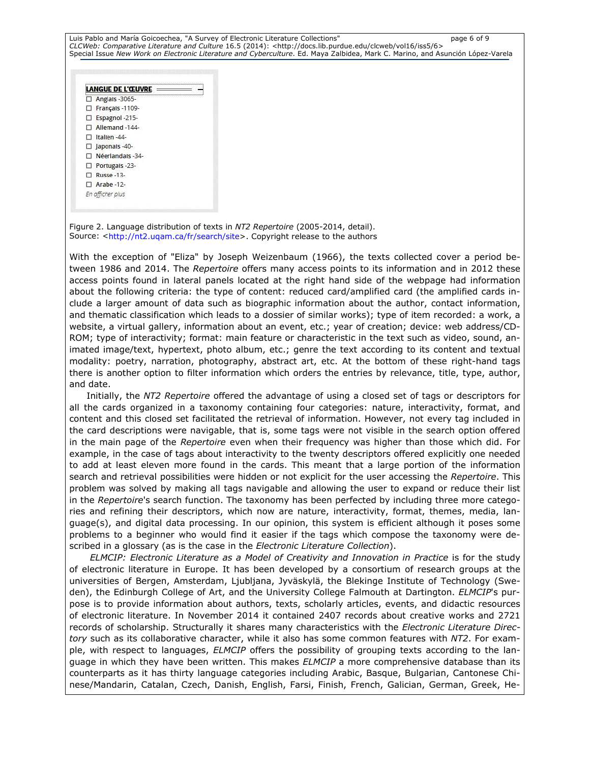LANGUE DE L'ŒUVRE

- Anglais -3065-
- Français -1109-
- Espagnol -215-
- Allemand -144-
- Italien -44-
- Japonais -40-
- Néerlandais -34-
- Portugais -23-
- Russe -13-
- Arabe -12-

*En afficher plus*

Figure 2. Language distribution of texts in *NT2 Repertoire* (2005-2014, detail).
Source: <http://nt2.uqam.ca/fr/search/site>. Copyright release to the authors

With the exception of "Eliza" by Joseph Weizenbaum (1966), the texts collected cover a period between 1986 and 2014. The *Repertoire* offers many access points to its information and in 2012 these access points found in lateral panels located at the right hand side of the webpage had information about the following criteria: the type of content: reduced card/amplified card (the amplified cards include a larger amount of data such as biographic information about the author, contact information, and thematic classification which leads to a dossier of similar works); type of item recorded: a work, a website, a virtual gallery, information about an event, etc.; year of creation; device: web address/CD-ROM; type of interactivity; format: main feature or characteristic in the text such as video, sound, animated image/text, hypertext, photo album, etc.; genre the text according to its content and textual modality: poetry, narration, photography, abstract art, etc. At the bottom of these right-hand tags there is another option to filter information which orders the entries by relevance, title, type, author, and date.

Initially, the *NT2 Repertoire* offered the advantage of using a closed set of tags or descriptors for all the cards organized in a taxonomy containing four categories: nature, interactivity, format, and content and this closed set facilitated the retrieval of information. However, not every tag included in the card descriptions were navigable, that is, some tags were not visible in the search option offered in the main page of the *Repertoire* even when their frequency was higher than those which did. For example, in the case of tags about interactivity to the twenty descriptors offered explicitly one needed to add at least eleven more found in the cards. This meant that a large portion of the information search and retrieval possibilities were hidden or not explicit for the user accessing the *Repertoire*. This problem was solved by making all tags navigable and allowing the user to expand or reduce their list in the *Repertoire*'s search function. The taxonomy has been perfected by including three more categories and refining their descriptors, which now are nature, interactivity, format, themes, media, language(s), and digital data processing. In our opinion, this system is efficient although it poses some problems to a beginner who would find it easier if the tags which compose the taxonomy were described in a glossary (as is the case in the *Electronic Literature Collection*).

*ELMCIP: Electronic Literature as a Model of Creativity and Innovation in Practice* is for the study of electronic literature in Europe. It has been developed by a consortium of research groups at the universities of Bergen, Amsterdam, Ljubljana, Jyväskylä, the Blekinge Institute of Technology (Sweden), the Edinburgh College of Art, and the University College Falmouth at Dartington. *ELMCIP*'s purpose is to provide information about authors, texts, scholarly articles, events, and didactic resources of electronic literature. In November 2014 it contained 2407 records about creative works and 2721 records of scholarship. Structurally it shares many characteristics with the *Electronic Literature Directory* such as its collaborative character, while it also has some common features with *NT2*. For example, with respect to languages, *ELMCIP* offers the possibility of grouping texts according to the language in which they have been written. This makes *ELMCIP* a more comprehensive database than its counterparts as it has thirty language categories including Arabic, Basque, Bulgarian, Cantonese Chinese/Mandarin, Catalan, Czech, Danish, English, Farsi, Finish, French, Galician, German, Greek, He-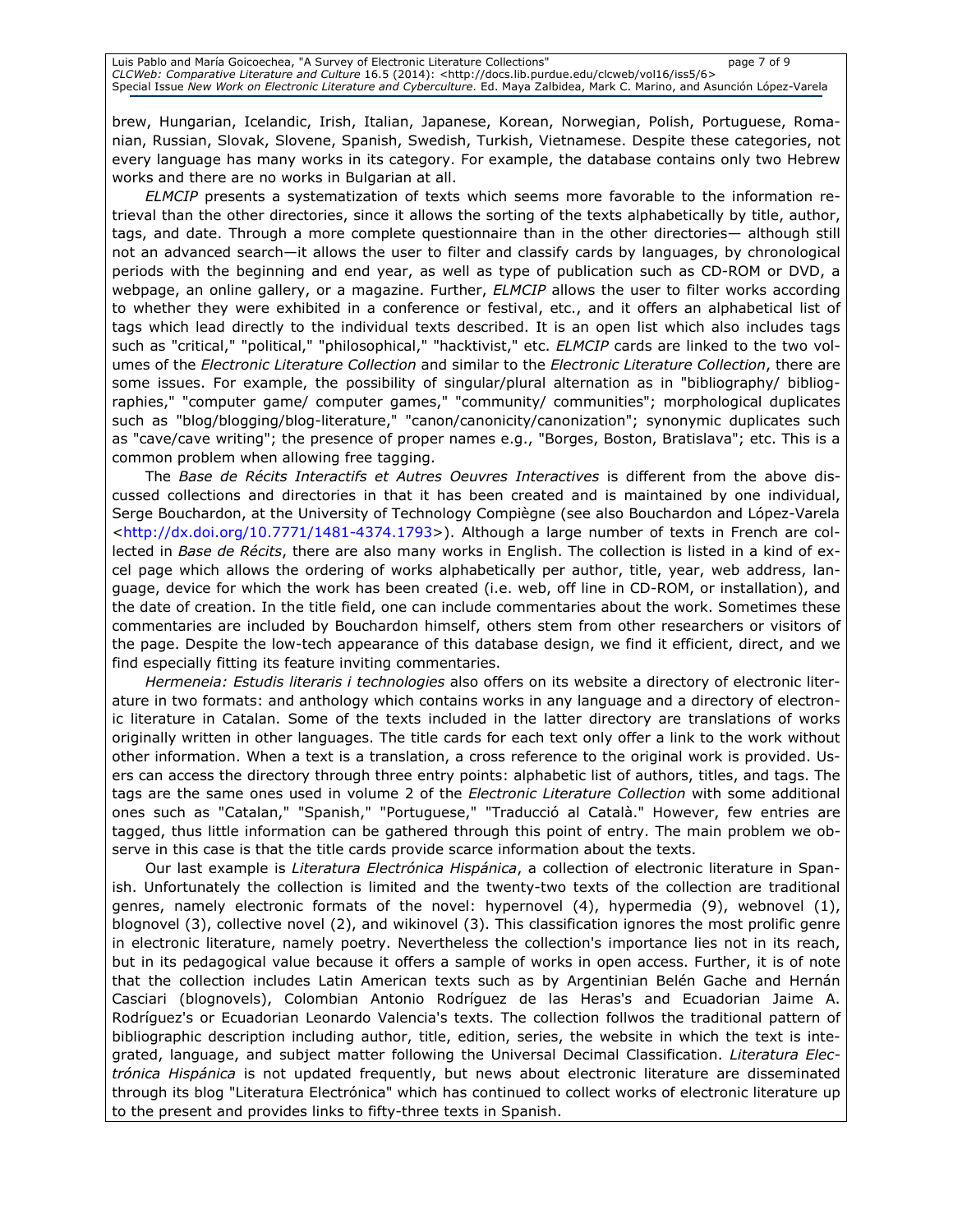brew, Hungarian, Icelandic, Irish, Italian, Japanese, Korean, Norwegian, Polish, Portuguese, Romanian, Russian, Slovak, Slovene, Spanish, Swedish, Turkish, Vietnamese. Despite these categories, not every language has many works in its category. For example, the database contains only two Hebrew works and there are no works in Bulgarian at all.

*ELMCIP* presents a systematization of texts which seems more favorable to the information retrieval than the other directories, since it allows the sorting of the texts alphabetically by title, author, tags, and date. Through a more complete questionnaire than in the other directories— although still not an advanced search—it allows the user to filter and classify cards by languages, by chronological periods with the beginning and end year, as well as type of publication such as CD-ROM or DVD, a webpage, an online gallery, or a magazine. Further, *ELMCIP* allows the user to filter works according to whether they were exhibited in a conference or festival, etc., and it offers an alphabetical list of tags which lead directly to the individual texts described. It is an open list which also includes tags such as "critical," "political," "philosophical," "hacktivist," etc. *ELMCIP* cards are linked to the two volumes of the *Electronic Literature Collection* and similar to the *Electronic Literature Collection*, there are some issues. For example, the possibility of singular/plural alternation as in "bibliography/ bibliographies," "computer game/ computer games," "community/ communities"; morphological duplicates such as "blog/blogging/blog-literature," "canon/canonicity/canonization"; synonymic duplicates such as "cave/cave writing"; the presence of proper names e.g., "Borges, Boston, Bratislava"; etc. This is a common problem when allowing free tagging.

The *Base de Récits Interactifs et Autres Oeuvres Interactives* is different from the above discussed collections and directories in that it has been created and is maintained by one individual, Serge Bouchardon, at the University of Technology Compiègne (see also Bouchardon and López-Varela <http://dx.doi.org/10.7771/1481-4374.1793>). Although a large number of texts in French are collected in *Base de Récits*, there are also many works in English. The collection is listed in a kind of excel page which allows the ordering of works alphabetically per author, title, year, web address, language, device for which the work has been created (i.e. web, off line in CD-ROM, or installation), and the date of creation. In the title field, one can include commentaries about the work. Sometimes these commentaries are included by Bouchardon himself, others stem from other researchers or visitors of the page. Despite the low-tech appearance of this database design, we find it efficient, direct, and we find especially fitting its feature inviting commentaries.

*Hermeneia: Estudis literaris i technologies* also offers on its website a directory of electronic literature in two formats: and anthology which contains works in any language and a directory of electronic literature in Catalan. Some of the texts included in the latter directory are translations of works originally written in other languages. The title cards for each text only offer a link to the work without other information. When a text is a translation, a cross reference to the original work is provided. Users can access the directory through three entry points: alphabetic list of authors, titles, and tags. The tags are the same ones used in volume 2 of the *Electronic Literature Collection* with some additional ones such as "Catalan," "Spanish," "Portuguese," "Traducció al Català." However, few entries are tagged, thus little information can be gathered through this point of entry. The main problem we observe in this case is that the title cards provide scarce information about the texts.

Our last example is *Literatura Electrónica Hispánica*, a collection of electronic literature in Spanish. Unfortunately the collection is limited and the twenty-two texts of the collection are traditional genres, namely electronic formats of the novel: hypernovel (4), hypermedia (9), webnovel (1), blognovel (3), collective novel (2), and wikinovel (3). This classification ignores the most prolific genre in electronic literature, namely poetry. Nevertheless the collection's importance lies not in its reach, but in its pedagogical value because it offers a sample of works in open access. Further, it is of note that the collection includes Latin American texts such as by Argentinian Belén Gache and Hernán Casciari (blognovels), Colombian Antonio Rodríguez de las Heras's and Ecuadorian Jaime A. Rodríguez's or Ecuadorian Leonardo Valencia's texts. The collection follwos the traditional pattern of bibliographic description including author, title, edition, series, the website in which the text is integrated, language, and subject matter following the Universal Decimal Classification. *Literatura Electrónica Hispánica* is not updated frequently, but news about electronic literature are disseminated through its blog "Literatura Electrónica" which has continued to collect works of electronic literature up to the present and provides links to fifty-three texts in Spanish.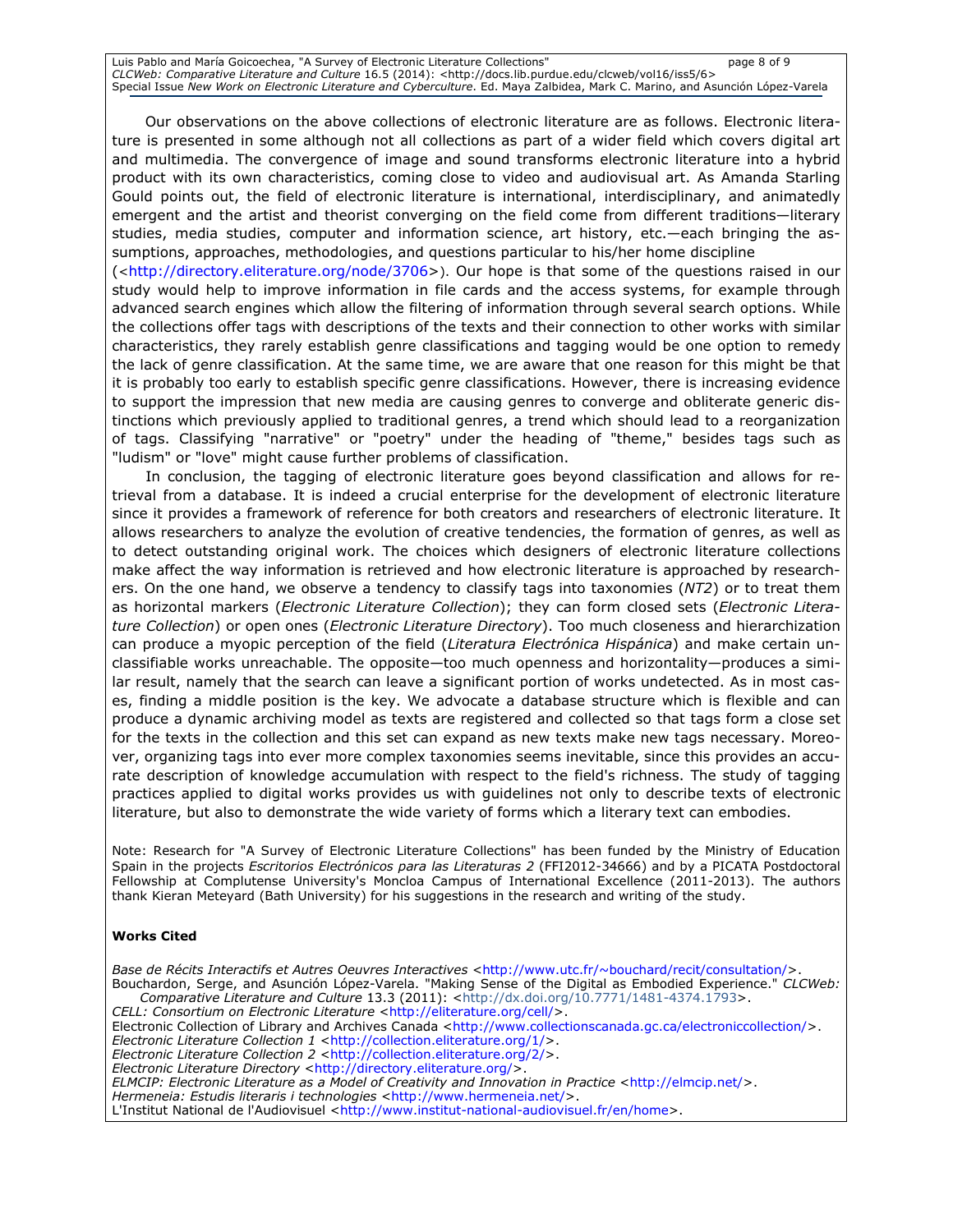Our observations on the above collections of electronic literature are as follows. Electronic literature is presented in some although not all collections as part of a wider field which covers digital art and multimedia. The convergence of image and sound transforms electronic literature into a hybrid product with its own characteristics, coming close to video and audiovisual art. As Amanda Starling Gould points out, the field of electronic literature is international, interdisciplinary, and animatedly emergent and the artist and theorist converging on the field come from different traditions—literary studies, media studies, computer and information science, art history, etc.—each bringing the assumptions, approaches, methodologies, and questions particular to his/her home discipline (<http://directory.eliterature.org/node/3706>). Our hope is that some of the questions raised in our study would help to improve information in file cards and the access systems, for example through advanced search engines which allow the filtering of information through several search options. While the collections offer tags with descriptions of the texts and their connection to other works with similar characteristics, they rarely establish genre classifications and tagging would be one option to remedy the lack of genre classification. At the same time, we are aware that one reason for this might be that it is probably too early to establish specific genre classifications. However, there is increasing evidence to support the impression that new media are causing genres to converge and obliterate generic distinctions which previously applied to traditional genres, a trend which should lead to a reorganization of tags. Classifying "narrative" or "poetry" under the heading of "theme," besides tags such as "ludism" or "love" might cause further problems of classification.

In conclusion, the tagging of electronic literature goes beyond classification and allows for retrieval from a database. It is indeed a crucial enterprise for the development of electronic literature since it provides a framework of reference for both creators and researchers of electronic literature. It allows researchers to analyze the evolution of creative tendencies, the formation of genres, as well as to detect outstanding original work. The choices which designers of electronic literature collections make affect the way information is retrieved and how electronic literature is approached by researchers. On the one hand, we observe a tendency to classify tags into taxonomies (*NT2*) or to treat them as horizontal markers (*Electronic Literature Collection*); they can form closed sets (*Electronic Literature Collection*) or open ones (*Electronic Literature Directory*). Too much closeness and hierarchization can produce a myopic perception of the field (*Literatura Electrónica Hispánica*) and make certain unclassifiable works unreachable. The opposite—too much openness and horizontality—produces a similar result, namely that the search can leave a significant portion of works undetected. As in most cases, finding a middle position is the key. We advocate a database structure which is flexible and can produce a dynamic archiving model as texts are registered and collected so that tags form a close set for the texts in the collection and this set can expand as new texts make new tags necessary. Moreover, organizing tags into ever more complex taxonomies seems inevitable, since this provides an accurate description of knowledge accumulation with respect to the field's richness. The study of tagging practices applied to digital works provides us with guidelines not only to describe texts of electronic literature, but also to demonstrate the wide variety of forms which a literary text can embodies.

Note: Research for "A Survey of Electronic Literature Collections" has been funded by the Ministry of Education Spain in the projects *Escritorios Electrónicos para las Literaturas 2* (FFI2012-34666) and by a PICATA Postdoctoral Fellowship at Complutense University's Moncloa Campus of International Excellence (2011-2013). The authors thank Kieran Meteyard (Bath University) for his suggestions in the research and writing of the study.

**Works Cited**

*Base de Récits Interactifs et Autres Oeuvres Interactives* <http://www.utc.fr/~bouchard/recit/consultation/>.
Bouchardon, Serge, and Asunción López-Varela. "Making Sense of the Digital as Embodied Experience." *CLCWeb: Comparative Literature and Culture* 13.3 (2011): <http://dx.doi.org/10.7771/1481-4374.1793>.
*CELL: Consortium on Electronic Literature* <http://eliterature.org/cell/>.
Electronic Collection of Library and Archives Canada <http://www.collectionscanada.gc.ca/electroniccollection/>.
*Electronic Literature Collection 1* <http://collection.eliterature.org/1/>.
*Electronic Literature Collection 2* <http://collection.eliterature.org/2/>.
*Electronic Literature Directory* <http://directory.eliterature.org/>.
*ELMCIP: Electronic Literature as a Model of Creativity and Innovation in Practice* <http://elmcip.net/>.
*Hermeneia: Estudis literaris i technologies* <http://www.hermeneia.net/>.
L'Institut National de l'Audiovisuel <http://www.institut-national-audiovisuel.fr/en/home>.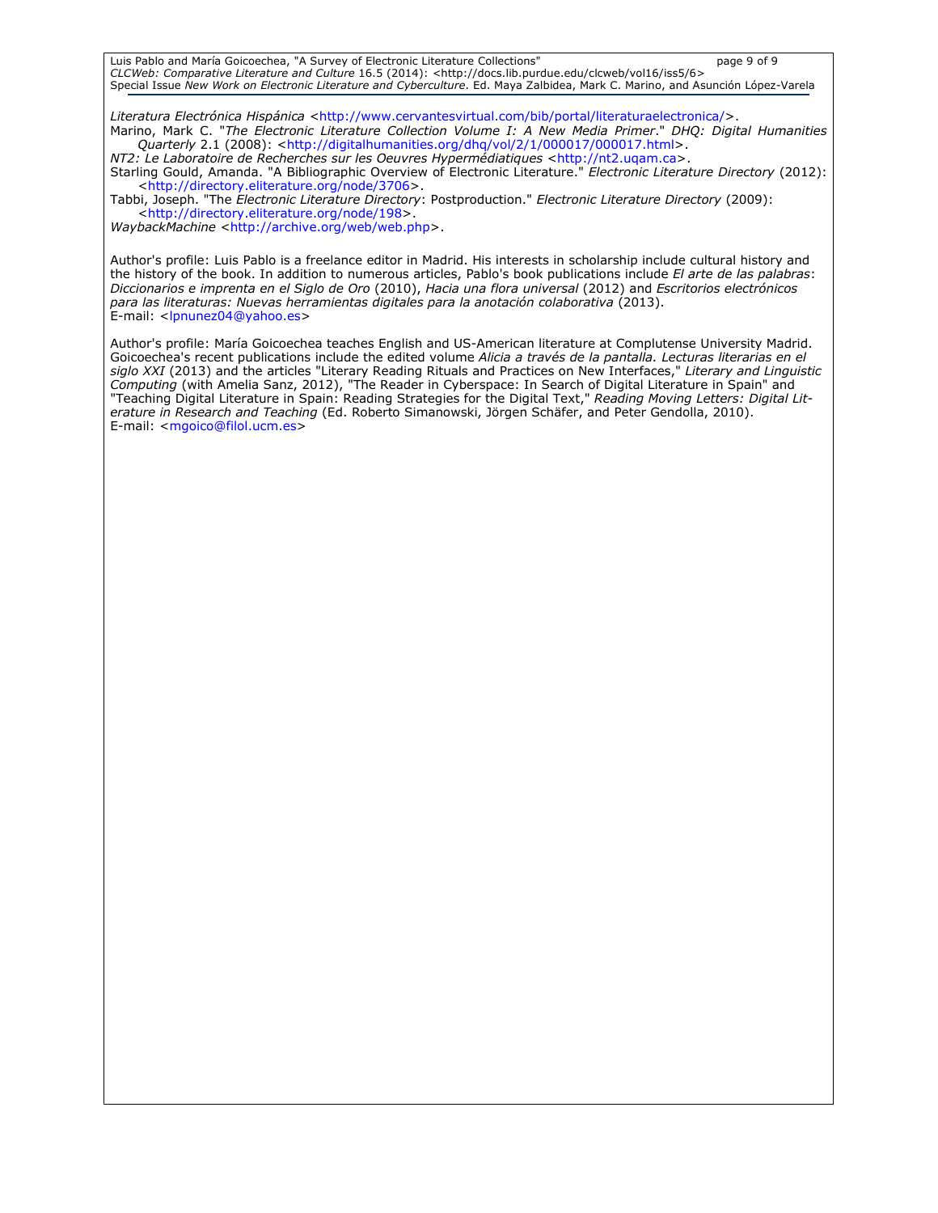*Literatura Electrónica Hispánica* <http://www.cervantesvirtual.com/bib/portal/literaturaelectronica/>.

Marino, Mark C. "*The Electronic Literature Collection Volume I: A New Media Primer*." *DHQ: Digital Humanities Quarterly* 2.1 (2008): <http://digitalhumanities.org/dhq/vol/2/1/000017/000017.html>.

*NT2: Le Laboratoire de Recherches sur les Oeuvres Hypermédiatiques* <http://nt2.uqam.ca>.

Starling Gould, Amanda. "A Bibliographic Overview of Electronic Literature." *Electronic Literature Directory* (2012): <http://directory.eliterature.org/node/3706>.

Tabbi, Joseph. "The *Electronic Literature Directory*: Postproduction." *Electronic Literature Directory* (2009): <http://directory.eliterature.org/node/198>.

*WaybackMachine* <http://archive.org/web/web.php>.

Author's profile: Luis Pablo is a freelance editor in Madrid. His interests in scholarship include cultural history and the history of the book. In addition to numerous articles, Pablo's book publications include *El arte de las palabras*: *Diccionarios e imprenta en el Siglo de Oro* (2010), *Hacia una flora universal* (2012) and *Escritorios electrónicos para las literaturas: Nuevas herramientas digitales para la anotación colaborativa* (2013).
E-mail: <lpnunez04@yahoo.es>

Author's profile: María Goicoechea teaches English and US-American literature at Complutense University Madrid. Goicoechea's recent publications include the edited volume *Alicia a través de la pantalla. Lecturas literarias en el siglo XXI* (2013) and the articles "Literary Reading Rituals and Practices on New Interfaces," *Literary and Linguistic Computing* (with Amelia Sanz, 2012), "The Reader in Cyberspace: In Search of Digital Literature in Spain" and "Teaching Digital Literature in Spain: Reading Strategies for the Digital Text," *Reading Moving Letters: Digital Literature in Research and Teaching* (Ed. Roberto Simanowski, Jörgen Schäfer, and Peter Gendolla, 2010).
E-mail: <mgoico@filol.ucm.es>